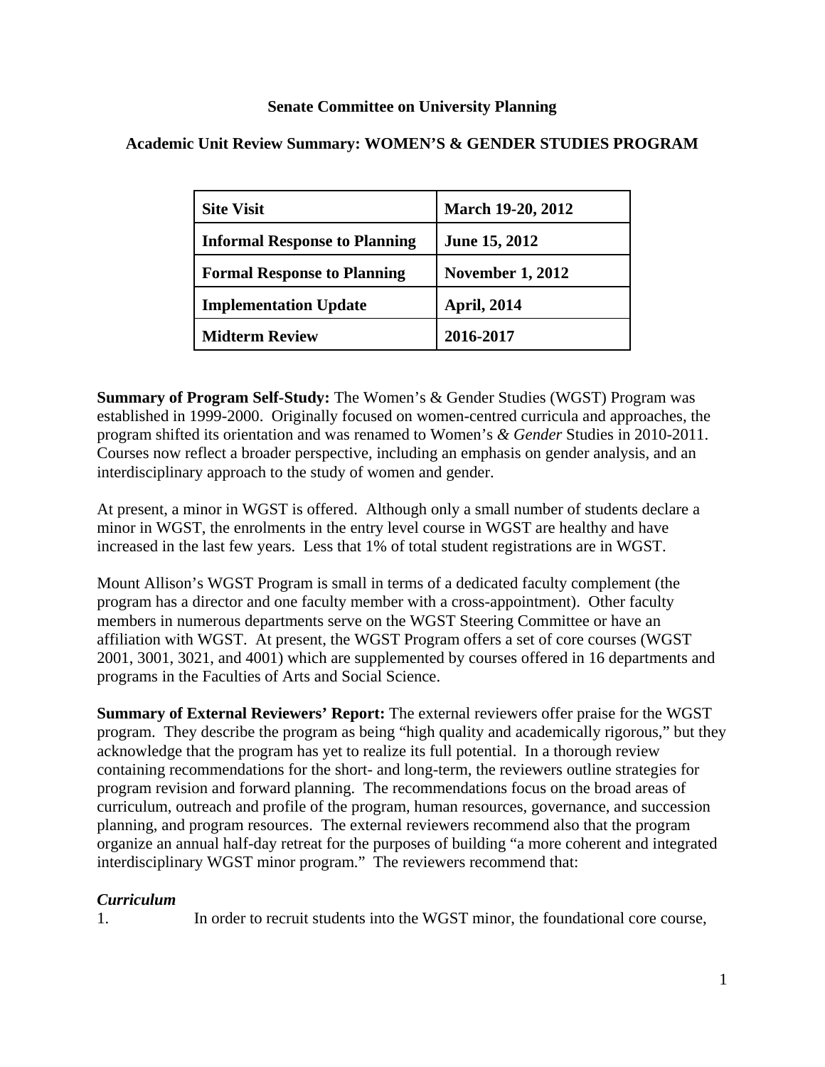**Senate Committee on University Planning**

**Academic Unit Review Summary: WOMEN'S & GENDER STUDIES PROGRAM**

| **Site Visit** | **March 19-20, 2012** |
|---|---|
| **Informal Response to Planning** | **June 15, 2012** |
| **Formal Response to Planning** | **November 1, 2012** |
| **Implementation Update** | **April, 2014** |
| **Midterm Review** | **2016-2017** |

**Summary of Program Self-Study:** The Women's & Gender Studies (WGST) Program was established in 1999-2000. Originally focused on women-centred curricula and approaches, the program shifted its orientation and was renamed to Women's *& Gender* Studies in 2010-2011. Courses now reflect a broader perspective, including an emphasis on gender analysis, and an interdisciplinary approach to the study of women and gender.

At present, a minor in WGST is offered. Although only a small number of students declare a minor in WGST, the enrolments in the entry level course in WGST are healthy and have increased in the last few years. Less that 1% of total student registrations are in WGST.

Mount Allison's WGST Program is small in terms of a dedicated faculty complement (the program has a director and one faculty member with a cross-appointment). Other faculty members in numerous departments serve on the WGST Steering Committee or have an affiliation with WGST. At present, the WGST Program offers a set of core courses (WGST 2001, 3001, 3021, and 4001) which are supplemented by courses offered in 16 departments and programs in the Faculties of Arts and Social Science.

**Summary of External Reviewers' Report:** The external reviewers offer praise for the WGST program. They describe the program as being "high quality and academically rigorous," but they acknowledge that the program has yet to realize its full potential. In a thorough review containing recommendations for the short- and long-term, the reviewers outline strategies for program revision and forward planning. The recommendations focus on the broad areas of curriculum, outreach and profile of the program, human resources, governance, and succession planning, and program resources. The external reviewers recommend also that the program organize an annual half-day retreat for the purposes of building "a more coherent and integrated interdisciplinary WGST minor program." The reviewers recommend that:

***Curriculum***

1. In order to recruit students into the WGST minor, the foundational core course,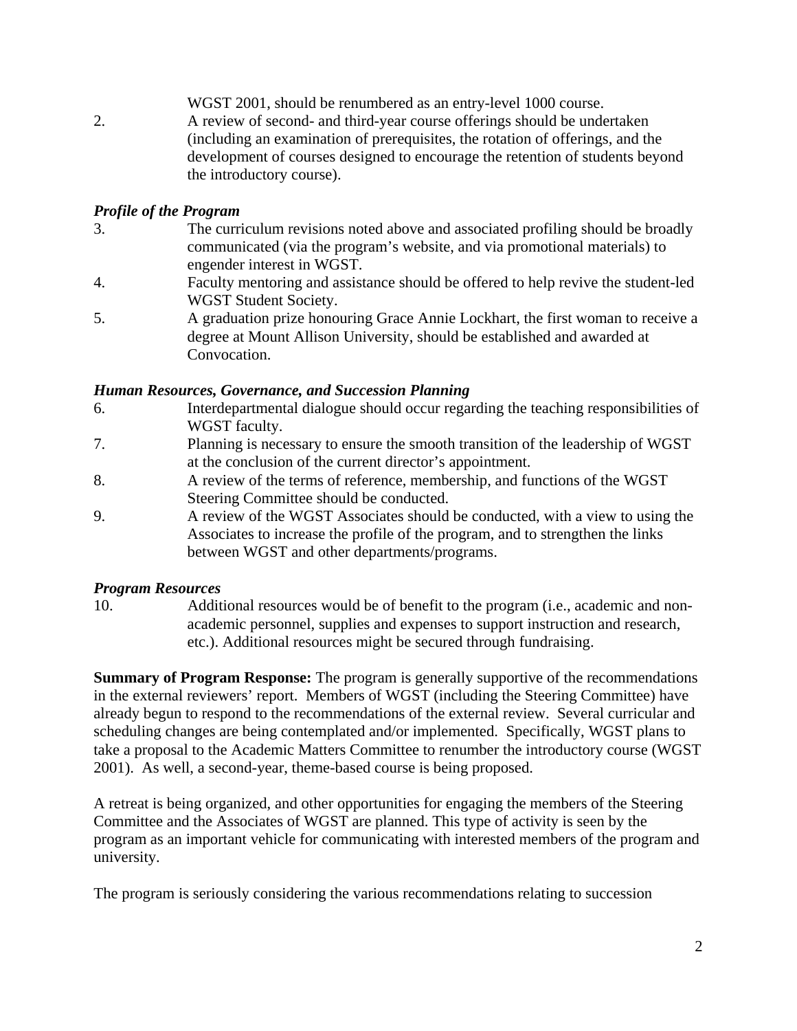WGST 2001, should be renumbered as an entry-level 1000 course.

2. A review of second- and third-year course offerings should be undertaken (including an examination of prerequisites, the rotation of offerings, and the development of courses designed to encourage the retention of students beyond the introductory course).

***Profile of the Program***

3. The curriculum revisions noted above and associated profiling should be broadly communicated (via the program's website, and via promotional materials) to engender interest in WGST.
4. Faculty mentoring and assistance should be offered to help revive the student-led WGST Student Society.
5. A graduation prize honouring Grace Annie Lockhart, the first woman to receive a degree at Mount Allison University, should be established and awarded at Convocation.

***Human Resources, Governance, and Succession Planning***

6. Interdepartmental dialogue should occur regarding the teaching responsibilities of WGST faculty.
7. Planning is necessary to ensure the smooth transition of the leadership of WGST at the conclusion of the current director's appointment.
8. A review of the terms of reference, membership, and functions of the WGST Steering Committee should be conducted.
9. A review of the WGST Associates should be conducted, with a view to using the Associates to increase the profile of the program, and to strengthen the links between WGST and other departments/programs.

***Program Resources***

10. Additional resources would be of benefit to the program (i.e., academic and non-academic personnel, supplies and expenses to support instruction and research, etc.). Additional resources might be secured through fundraising.

**Summary of Program Response:** The program is generally supportive of the recommendations in the external reviewers' report. Members of WGST (including the Steering Committee) have already begun to respond to the recommendations of the external review. Several curricular and scheduling changes are being contemplated and/or implemented. Specifically, WGST plans to take a proposal to the Academic Matters Committee to renumber the introductory course (WGST 2001). As well, a second-year, theme-based course is being proposed.

A retreat is being organized, and other opportunities for engaging the members of the Steering Committee and the Associates of WGST are planned. This type of activity is seen by the program as an important vehicle for communicating with interested members of the program and university.

The program is seriously considering the various recommendations relating to succession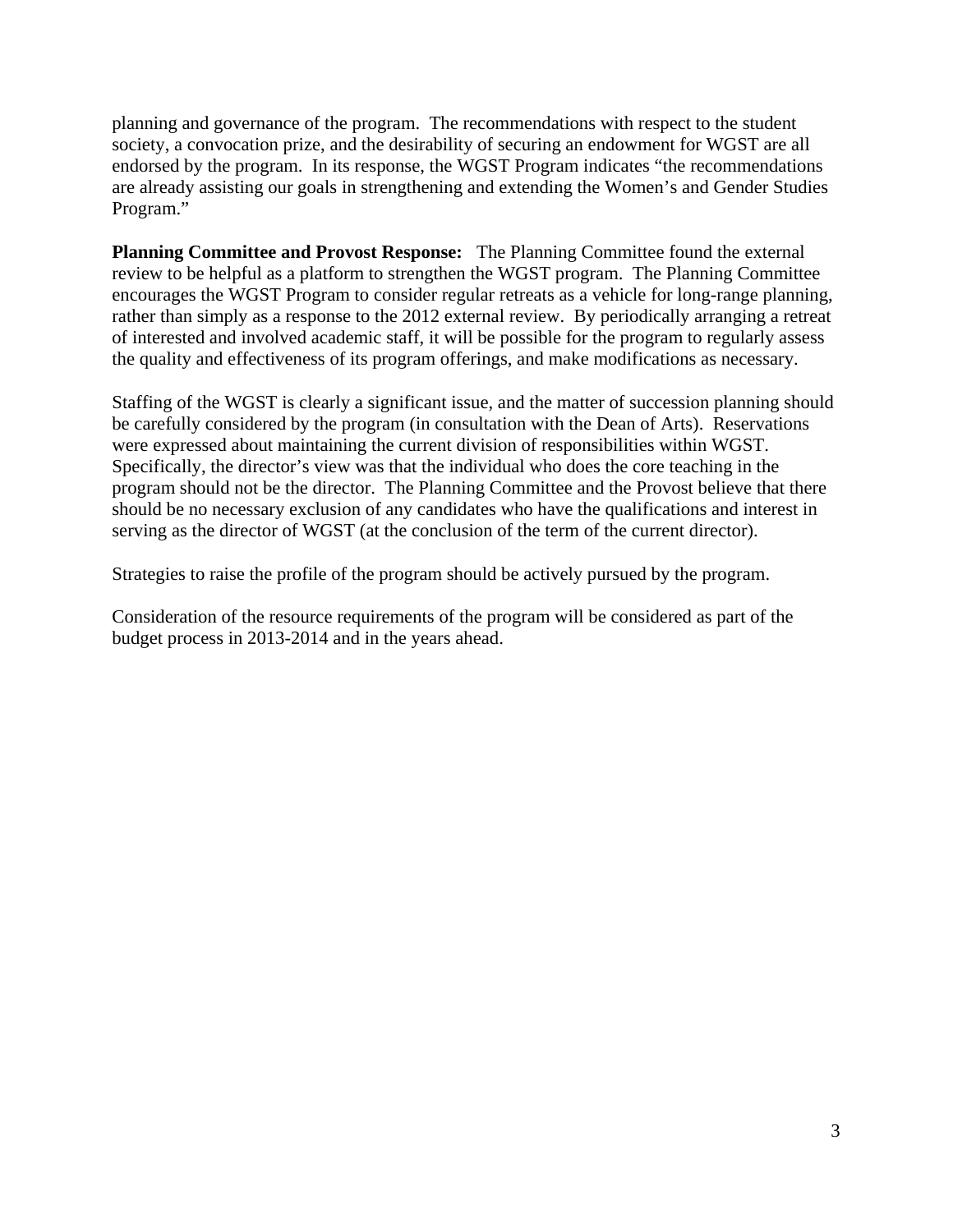planning and governance of the program. The recommendations with respect to the student society, a convocation prize, and the desirability of securing an endowment for WGST are all endorsed by the program. In its response, the WGST Program indicates "the recommendations are already assisting our goals in strengthening and extending the Women's and Gender Studies Program."

**Planning Committee and Provost Response:** The Planning Committee found the external review to be helpful as a platform to strengthen the WGST program. The Planning Committee encourages the WGST Program to consider regular retreats as a vehicle for long-range planning, rather than simply as a response to the 2012 external review. By periodically arranging a retreat of interested and involved academic staff, it will be possible for the program to regularly assess the quality and effectiveness of its program offerings, and make modifications as necessary.

Staffing of the WGST is clearly a significant issue, and the matter of succession planning should be carefully considered by the program (in consultation with the Dean of Arts). Reservations were expressed about maintaining the current division of responsibilities within WGST. Specifically, the director's view was that the individual who does the core teaching in the program should not be the director. The Planning Committee and the Provost believe that there should be no necessary exclusion of any candidates who have the qualifications and interest in serving as the director of WGST (at the conclusion of the term of the current director).

Strategies to raise the profile of the program should be actively pursued by the program.

Consideration of the resource requirements of the program will be considered as part of the budget process in 2013-2014 and in the years ahead.